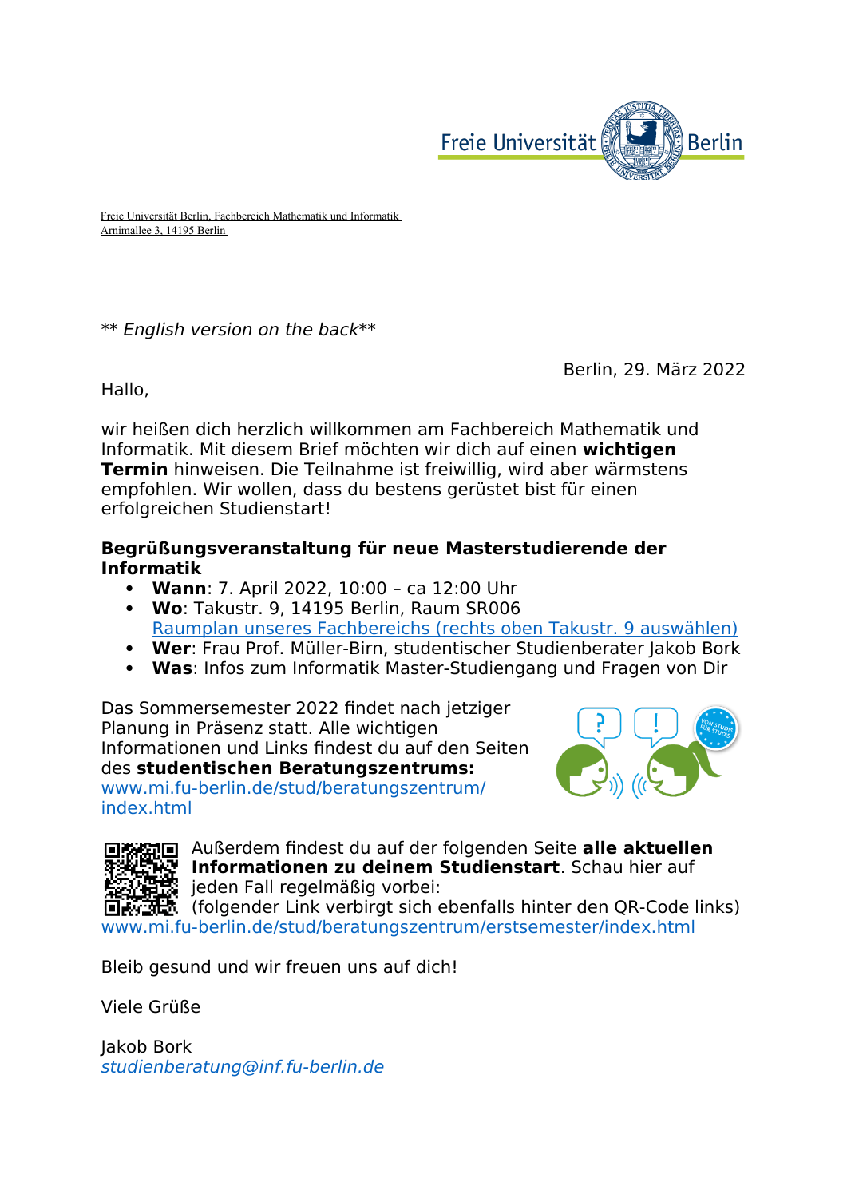Freie Universität Berlin, Fachbereich Mathematik und Informatik
Arnimallee 3, 14195 Berlin

*\*\* English version on the back\*\**

Berlin, 29. März 2022

Hallo,

wir heißen dich herzlich willkommen am Fachbereich Mathematik und Informatik. Mit diesem Brief möchten wir dich auf einen **wichtigen Termin** hinweisen. Die Teilnahme ist freiwillig, wird aber wärmstens empfohlen. Wir wollen, dass du bestens gerüstet bist für einen erfolgreichen Studienstart!

**Begrüßungsveranstaltung für neue Masterstudierende der Informatik**

- **Wann**: 7. April 2022, 10:00 – ca 12:00 Uhr
- **Wo**: Takustr. 9, 14195 Berlin, Raum SR006
  Raumplan unseres Fachbereichs (rechts oben Takustr. 9 auswählen)
- **Wer**: Frau Prof. Müller-Birn, studentischer Studienberater Jakob Bork
- **Was**: Infos zum Informatik Master-Studiengang und Fragen von Dir

Das Sommersemester 2022 findet nach jetziger Planung in Präsenz statt. Alle wichtigen Informationen und Links findest du auf den Seiten des **studentischen Beratungszentrums:**
www.mi.fu-berlin.de/stud/beratungszentrum/index.html

Außerdem findest du auf der folgenden Seite **alle aktuellen Informationen zu deinem Studienstart**. Schau hier auf jeden Fall regelmäßig vorbei:
(folgender Link verbirgt sich ebenfalls hinter den QR-Code links)
www.mi.fu-berlin.de/stud/beratungszentrum/erstsemester/index.html

Bleib gesund und wir freuen uns auf dich!

Viele Grüße

Jakob Bork
*studienberatung@inf.fu-berlin.de*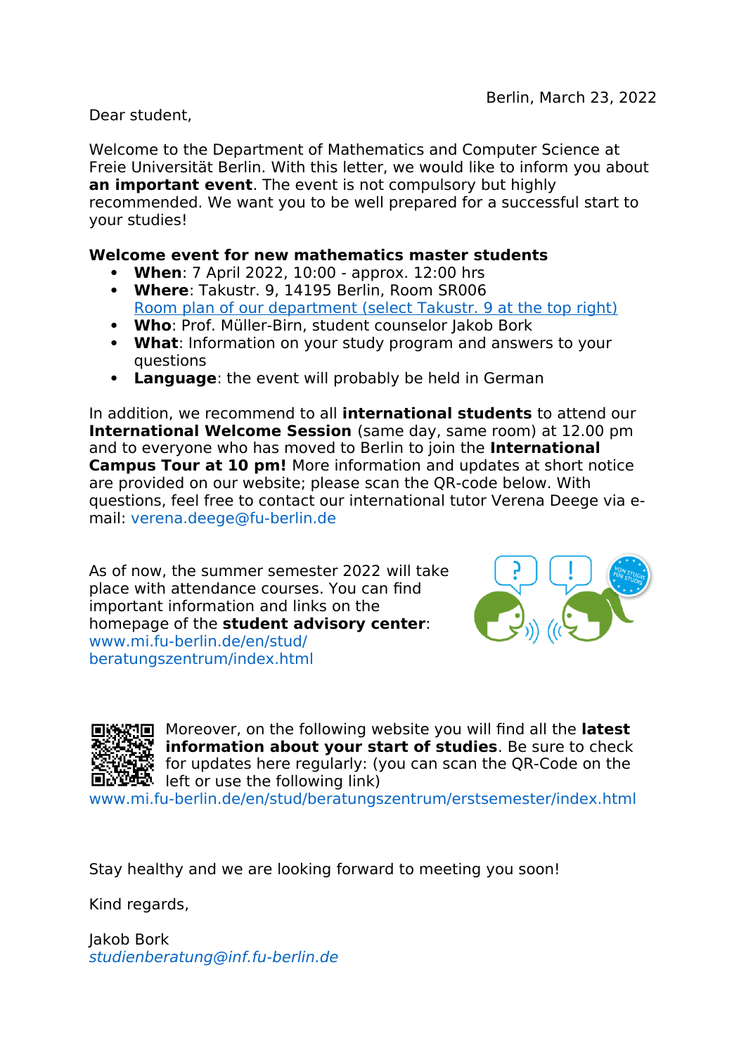Berlin, March 23, 2022

Dear student,

Welcome to the Department of Mathematics and Computer Science at Freie Universität Berlin. With this letter, we would like to inform you about **an important event**. The event is not compulsory but highly recommended. We want you to be well prepared for a successful start to your studies!

**Welcome event for new mathematics master students**

- **When**: 7 April 2022, 10:00 - approx. 12:00 hrs
- **Where**: Takustr. 9, 14195 Berlin, Room SR006
  Room plan of our department (select Takustr. 9 at the top right)
- **Who**: Prof. Müller-Birn, student counselor Jakob Bork
- **What**: Information on your study program and answers to your questions
- **Language**: the event will probably be held in German

In addition, we recommend to all **international students** to attend our **International Welcome Session** (same day, same room) at 12.00 pm and to everyone who has moved to Berlin to join the **International Campus Tour at 10 pm!** More information and updates at short notice are provided on our website; please scan the QR-code below. With questions, feel free to contact our international tutor Verena Deege via e-mail: verena.deege@fu-berlin.de

As of now, the summer semester 2022 will take place with attendance courses. You can find important information and links on the homepage of the **student advisory center**: www.mi.fu-berlin.de/en/stud/beratungszentrum/index.html

Moreover, on the following website you will find all the **latest information about your start of studies**. Be sure to check for updates here regularly: (you can scan the QR-Code on the left or use the following link)
www.mi.fu-berlin.de/en/stud/beratungszentrum/erstsemester/index.html

Stay healthy and we are looking forward to meeting you soon!

Kind regards,

Jakob Bork
*studienberatung@inf.fu-berlin.de*